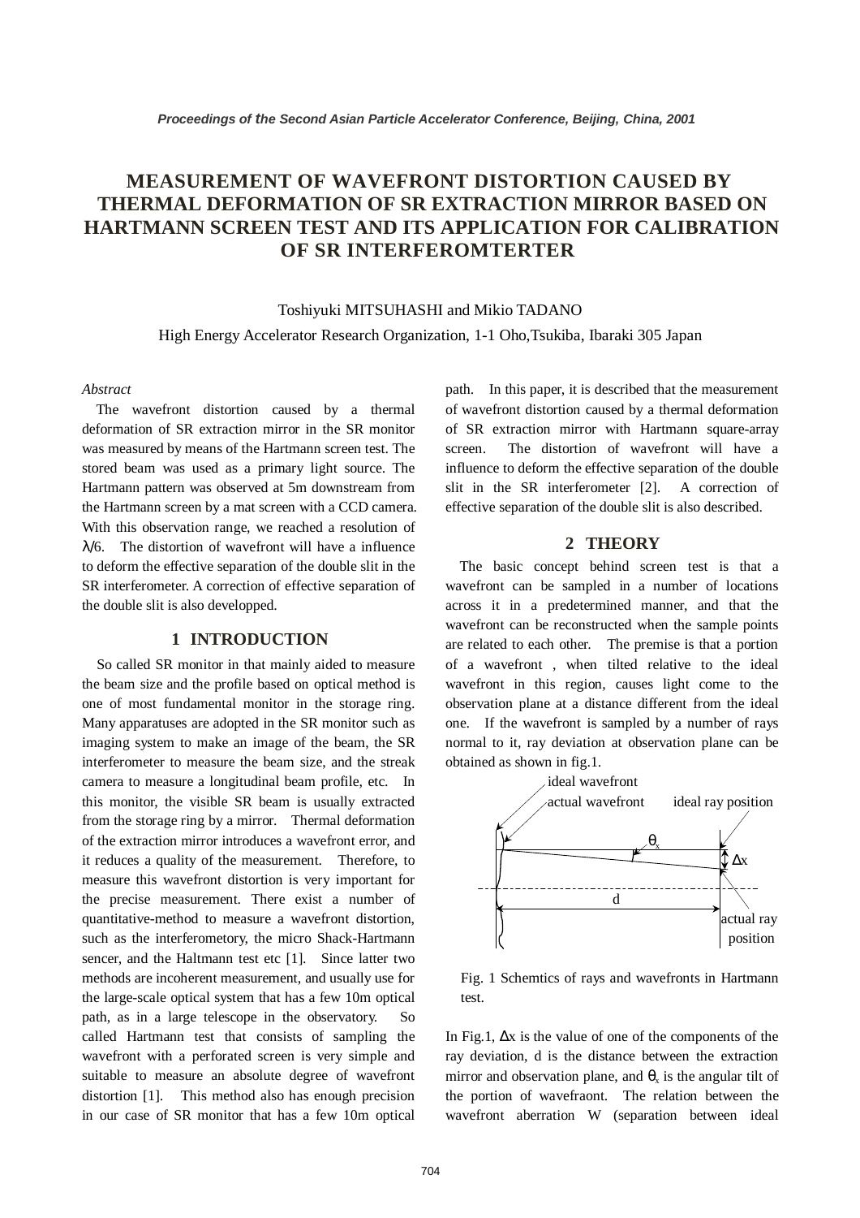# MEASUREMENT OF WAVEFRONT DISTORTION CAUSED BY THERMAL DEFORMATION OF SR EXTRACTION MIRROR BASED ON HARTMANN SCREEN TEST AND ITS APPLICATION FOR CALIBRATION OF SR INTERFEROMTERTER

Toshiyuki MITSUHASHI and Mikio TADANO

High Energy Accelerator Research Organization, 1-1 Oho,Tsukiba, Ibaraki 305 Japan

*Abstract*

The wavefront distortion caused by a thermal deformation of SR extraction mirror in the SR monitor was measured by means of the Hartmann screen test. The stored beam was used as a primary light source. The Hartmann pattern was observed at 5m downstream from the Hartmann screen by a mat screen with a CCD camera. With this observation range, we reached a resolution of $\lambda/6$. The distortion of wavefront will have a influence to deform the effective separation of the double slit in the SR interferometer. A correction of effective separation of the double slit is also developped.

## 1 INTRODUCTION

So called SR monitor in that mainly aided to measure the beam size and the profile based on optical method is one of most fundamental monitor in the storage ring. Many apparatuses are adopted in the SR monitor such as imaging system to make an image of the beam, the SR interferometer to measure the beam size, and the streak camera to measure a longitudinal beam profile, etc. In this monitor, the visible SR beam is usually extracted from the storage ring by a mirror. Thermal deformation of the extraction mirror introduces a wavefront error, and it reduces a quality of the measurement. Therefore, to measure this wavefront distortion is very important for the precise measurement. There exist a number of quantitative-method to measure a wavefront distortion, such as the interferometory, the micro Shack-Hartmann sencer, and the Haltmann test etc [1]. Since latter two methods are incoherent measurement, and usually use for the large-scale optical system that has a few 10m optical path, as in a large telescope in the observatory. So called Hartmann test that consists of sampling the wavefront with a perforated screen is very simple and suitable to measure an absolute degree of wavefront distortion [1]. This method also has enough precision in our case of SR monitor that has a few 10m optical path. In this paper, it is described that the measurement of wavefront distortion caused by a thermal deformation of SR extraction mirror with Hartmann square-array screen. The distortion of wavefront will have a influence to deform the effective separation of the double slit in the SR interferometer [2]. A correction of effective separation of the double slit is also described.

## 2 THEORY

The basic concept behind screen test is that a wavefront can be sampled in a number of locations across it in a predetermined manner, and that the wavefront can be reconstructed when the sample points are related to each other. The premise is that a portion of a wavefront , when tilted relative to the ideal wavefront in this region, causes light come to the observation plane at a distance different from the ideal one. If the wavefront is sampled by a number of rays normal to it, ray deviation at observation plane can be obtained as shown in fig.1.

Fig. 1 Schemtics of rays and wavefronts in Hartmann test.

In Fig.1, $\Delta x$ is the value of one of the components of the ray deviation, d is the distance between the extraction mirror and observation plane, and $\theta_x$ is the angular tilt of the portion of wavefraont. The relation between the wavefront aberration W (separation between ideal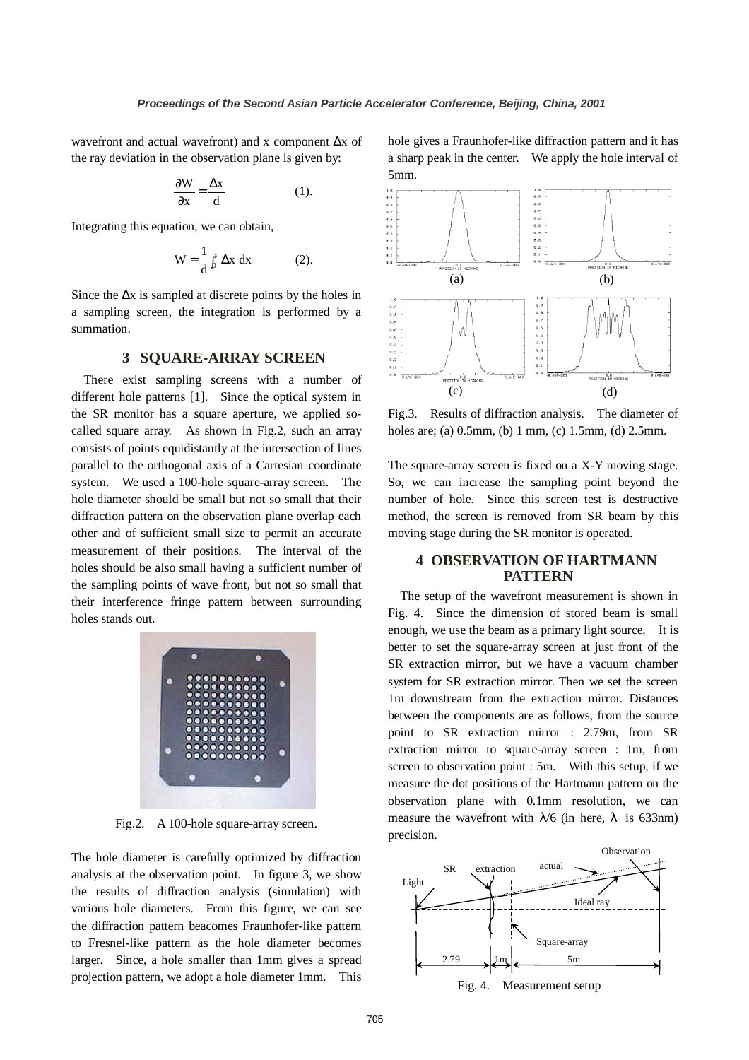wavefront and actual wavefront) and x component $\Delta x$ of the ray deviation in the observation plane is given by:

$$\frac{\partial W}{\partial x} = \frac{\Delta x}{d} \qquad (1).$$

Integrating this equation, we can obtain,

$$W = \frac{1}{d}\int_0^x \Delta x \, dx \qquad (2).$$

Since the $\Delta x$ is sampled at discrete points by the holes in a sampling screen, the integration is performed by a summation.

## 3 SQUARE-ARRAY SCREEN

There exist sampling screens with a number of different hole patterns [1]. Since the optical system in the SR monitor has a square aperture, we applied so-called square array. As shown in Fig.2, such an array consists of points equidistantly at the intersection of lines parallel to the orthogonal axis of a Cartesian coordinate system. We used a 100-hole square-array screen. The hole diameter should be small but not so small that their diffraction pattern on the observation plane overlap each other and of sufficient small size to permit an accurate measurement of their positions. The interval of the holes should be also small having a sufficient number of the sampling points of wave front, but not so small that their interference fringe pattern between surrounding holes stands out.

Fig.2. A 100-hole square-array screen.

The hole diameter is carefully optimized by diffraction analysis at the observation point. In figure 3, we show the results of diffraction analysis (simulation) with various hole diameters. From this figure, we can see the diffraction pattern beacomes Fraunhofer-like pattern to Fresnel-like pattern as the hole diameter becomes larger. Since, a hole smaller than 1mm gives a spread projection pattern, we adopt a hole diameter 1mm. This hole gives a Fraunhofer-like diffraction pattern and it has a sharp peak in the center. We apply the hole interval of 5mm.

Fig.3. Results of diffraction analysis. The diameter of holes are; (a) 0.5mm, (b) 1 mm, (c) 1.5mm, (d) 2.5mm.

The square-array screen is fixed on a X-Y moving stage. So, we can increase the sampling point beyond the number of hole. Since this screen test is destructive method, the screen is removed from SR beam by this moving stage during the SR monitor is operated.

## 4 OBSERVATION OF HARTMANN PATTERN

The setup of the wavefront measurement is shown in Fig. 4. Since the dimension of stored beam is small enough, we use the beam as a primary light source. It is better to set the square-array screen at just front of the SR extraction mirror, but we have a vacuum chamber system for SR extraction mirror. Then we set the screen 1m downstream from the extraction mirror. Distances between the components are as follows, from the source point to SR extraction mirror : 2.79m, from SR extraction mirror to square-array screen : 1m, from screen to observation point : 5m. With this setup, if we measure the dot positions of the Hartmann pattern on the observation plane with 0.1mm resolution, we can measure the wavefront with $\lambda/6$ (in here, $\lambda$ is 633nm) precision.

Fig. 4. Measurement setup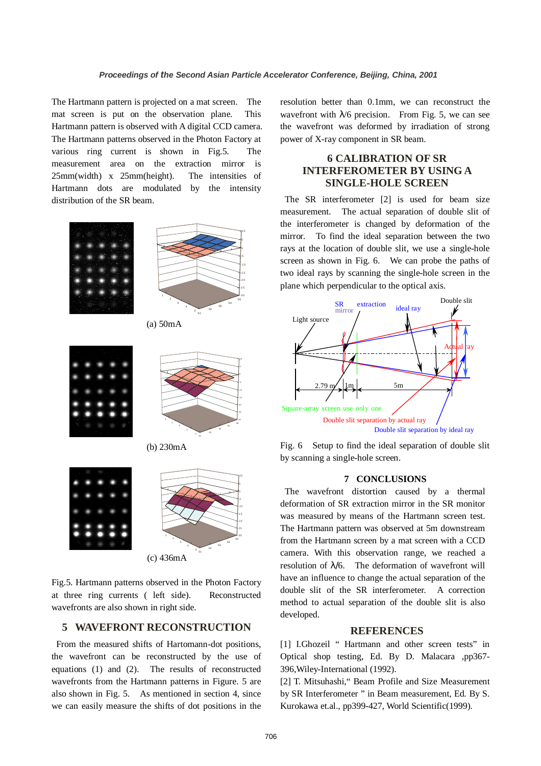The Hartmann pattern is projected on a mat screen. The mat screen is put on the observation plane. This Hartmann pattern is observed with A digital CCD camera. The Hartmann patterns observed in the Photon Factory at various ring current is shown in Fig.5. The measurement area on the extraction mirror is 25mm(width) x 25mm(height). The intensities of Hartmann dots are modulated by the intensity distribution of the SR beam.

(a) 50mA

(b) 230mA

(c) 436mA

Fig.5. Hartmann patterns observed in the Photon Factory at three ring currents ( left side). Reconstructed wavefronts are also shown in right side.

## 5 WAVEFRONT RECONSTRUCTION

From the measured shifts of Hartomann-dot positions, the wavefront can be reconstructed by the use of equations (1) and (2). The results of reconstructed wavefronts from the Hartmann patterns in Figure. 5 are also shown in Fig. 5. As mentioned in section 4, since we can easily measure the shifts of dot positions in the resolution better than 0.1mm, we can reconstruct the wavefront with $\lambda/6$ precision. From Fig. 5, we can see the wavefront was deformed by irradiation of strong power of X-ray component in SR beam.

## 6 CALIBRATION OF SR INTERFEROMETER BY USING A SINGLE-HOLE SCREEN

The SR interferometer [2] is used for beam size measurement. The actual separation of double slit of the interferometer is changed by deformation of the mirror. To find the ideal separation between the two rays at the location of double slit, we use a single-hole screen as shown in Fig. 6. We can probe the paths of two ideal rays by scanning the single-hole screen in the plane which perpendicular to the optical axis.

SR mirror
extraction
ideal ray
Double slit
Light source
Actual ray
2.79 m
1m
5m
Square-array screen use only one
Double slit separation by actual ray
Double slit separation by ideal ray

Fig. 6 Setup to find the ideal separation of double slit by scanning a single-hole screen.

## 7 CONCLUSIONS

The wavefront distortion caused by a thermal deformation of SR extraction mirror in the SR monitor was measured by means of the Hartmann screen test. The Hartmann pattern was observed at 5m downstream from the Hartmann screen by a mat screen with a CCD camera. With this observation range, we reached a resolution of $\lambda/6$. The deformation of wavefront will have an influence to change the actual separation of the double slit of the SR interferometer. A correction method to actual separation of the double slit is also developed.

## REFERENCES

[1] I.Ghozeil " Hartmann and other screen tests" in Optical shop testing, Ed. By D. Malacara ,pp367-396,Wiley-International (1992).

[2] T. Mitsuhashi," Beam Profile and Size Measurement by SR Interferometer " in Beam measurement, Ed. By S. Kurokawa et.al., pp399-427, World Scientific(1999).